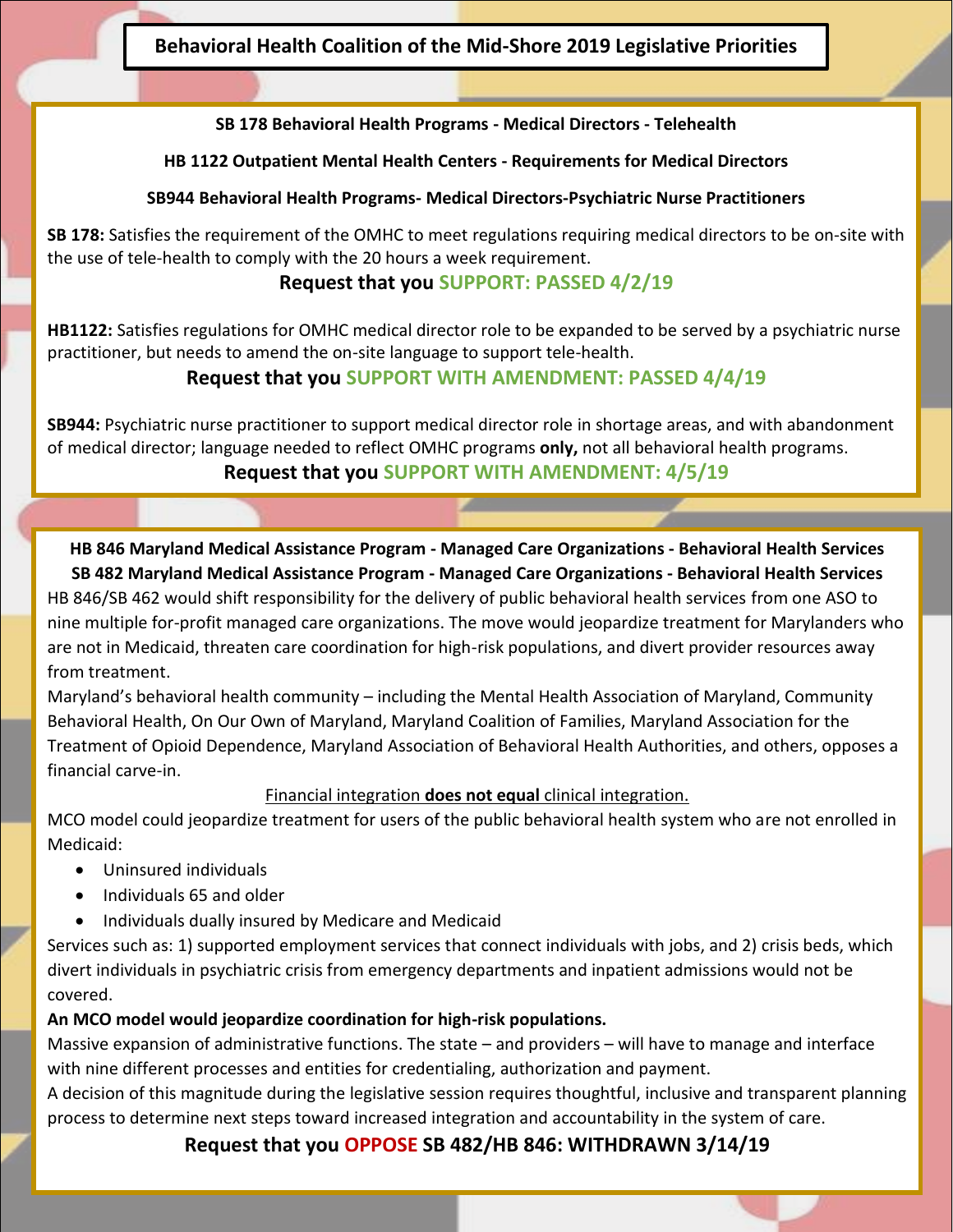# Behavioral Health Coalition of the Mid-Shore 2019 Legislative Priorities

**SB 178 Behavioral Health Programs - Medical Directors - Telehealth**

**HB 1122 Outpatient Mental Health Centers - Requirements for Medical Directors**

**SB944 Behavioral Health Programs- Medical Directors-Psychiatric Nurse Practitioners**

**SB 178:** Satisfies the requirement of the OMHC to meet regulations requiring medical directors to be on-site with the use of tele-health to comply with the 20 hours a week requirement.

**Request that you SUPPORT: PASSED 4/2/19**

**HB1122:** Satisfies regulations for OMHC medical director role to be expanded to be served by a psychiatric nurse practitioner, but needs to amend the on-site language to support tele-health.

**Request that you SUPPORT WITH AMENDMENT: PASSED 4/4/19**

**SB944:** Psychiatric nurse practitioner to support medical director role in shortage areas, and with abandonment of medical director; language needed to reflect OMHC programs **only,** not all behavioral health programs.

**Request that you SUPPORT WITH AMENDMENT: 4/5/19**

**HB 846 Maryland Medical Assistance Program - Managed Care Organizations - Behavioral Health Services**
**SB 482 Maryland Medical Assistance Program - Managed Care Organizations - Behavioral Health Services**

HB 846/SB 462 would shift responsibility for the delivery of public behavioral health services from one ASO to nine multiple for-profit managed care organizations. The move would jeopardize treatment for Marylanders who are not in Medicaid, threaten care coordination for high-risk populations, and divert provider resources away from treatment.

Maryland's behavioral health community – including the Mental Health Association of Maryland, Community Behavioral Health, On Our Own of Maryland, Maryland Coalition of Families, Maryland Association for the Treatment of Opioid Dependence, Maryland Association of Behavioral Health Authorities, and others, opposes a financial carve-in.

Financial integration **does not equal** clinical integration.

MCO model could jeopardize treatment for users of the public behavioral health system who are not enrolled in Medicaid:

- Uninsured individuals
- Individuals 65 and older
- Individuals dually insured by Medicare and Medicaid

Services such as: 1) supported employment services that connect individuals with jobs, and 2) crisis beds, which divert individuals in psychiatric crisis from emergency departments and inpatient admissions would not be covered.

**An MCO model would jeopardize coordination for high-risk populations.**

Massive expansion of administrative functions. The state – and providers – will have to manage and interface with nine different processes and entities for credentialing, authorization and payment.

A decision of this magnitude during the legislative session requires thoughtful, inclusive and transparent planning process to determine next steps toward increased integration and accountability in the system of care.

**Request that you OPPOSE SB 482/HB 846: WITHDRAWN 3/14/19**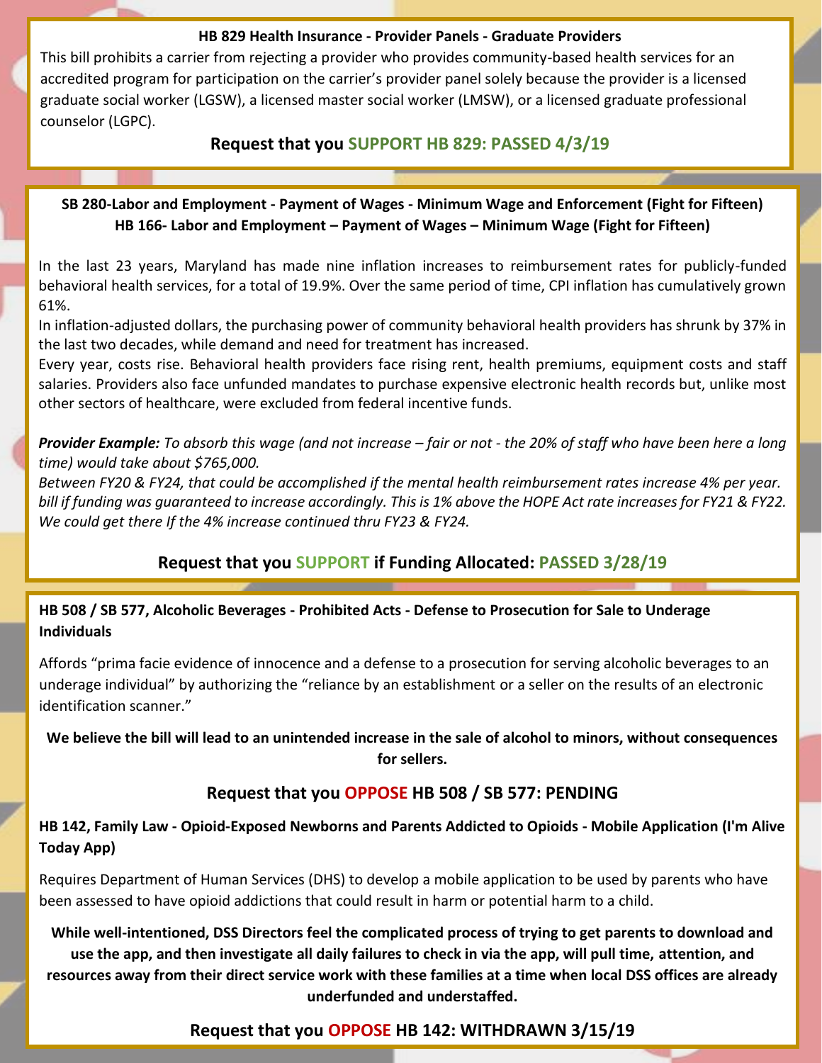**HB 829 Health Insurance - Provider Panels - Graduate Providers**

This bill prohibits a carrier from rejecting a provider who provides community-based health services for an accredited program for participation on the carrier's provider panel solely because the provider is a licensed graduate social worker (LGSW), a licensed master social worker (LMSW), or a licensed graduate professional counselor (LGPC).

**Request that you SUPPORT HB 829: PASSED 4/3/19**

**SB 280-Labor and Employment - Payment of Wages - Minimum Wage and Enforcement (Fight for Fifteen)**
**HB 166- Labor and Employment – Payment of Wages – Minimum Wage (Fight for Fifteen)**

In the last 23 years, Maryland has made nine inflation increases to reimbursement rates for publicly-funded behavioral health services, for a total of 19.9%. Over the same period of time, CPI inflation has cumulatively grown 61%.

In inflation-adjusted dollars, the purchasing power of community behavioral health providers has shrunk by 37% in the last two decades, while demand and need for treatment has increased.

Every year, costs rise. Behavioral health providers face rising rent, health premiums, equipment costs and staff salaries. Providers also face unfunded mandates to purchase expensive electronic health records but, unlike most other sectors of healthcare, were excluded from federal incentive funds.

***Provider Example:*** *To absorb this wage (and not increase – fair or not - the 20% of staff who have been here a long time) would take about $765,000.*

*Between FY20 & FY24, that could be accomplished if the mental health reimbursement rates increase 4% per year. bill if funding was guaranteed to increase accordingly. This is 1% above the HOPE Act rate increases for FY21 & FY22. We could get there If the 4% increase continued thru FY23 & FY24.*

**Request that you SUPPORT if Funding Allocated: PASSED 3/28/19**

**HB 508 / SB 577, Alcoholic Beverages - Prohibited Acts - Defense to Prosecution for Sale to Underage Individuals**

Affords "prima facie evidence of innocence and a defense to a prosecution for serving alcoholic beverages to an underage individual" by authorizing the "reliance by an establishment or a seller on the results of an electronic identification scanner."

**We believe the bill will lead to an unintended increase in the sale of alcohol to minors, without consequences for sellers.**

**Request that you OPPOSE HB 508 / SB 577: PENDING**

**HB 142, Family Law - Opioid-Exposed Newborns and Parents Addicted to Opioids - Mobile Application (I'm Alive Today App)**

Requires Department of Human Services (DHS) to develop a mobile application to be used by parents who have been assessed to have opioid addictions that could result in harm or potential harm to a child.

**While well-intentioned, DSS Directors feel the complicated process of trying to get parents to download and use the app, and then investigate all daily failures to check in via the app, will pull time, attention, and resources away from their direct service work with these families at a time when local DSS offices are already underfunded and understaffed.**

**Request that you OPPOSE HB 142: WITHDRAWN 3/15/19**